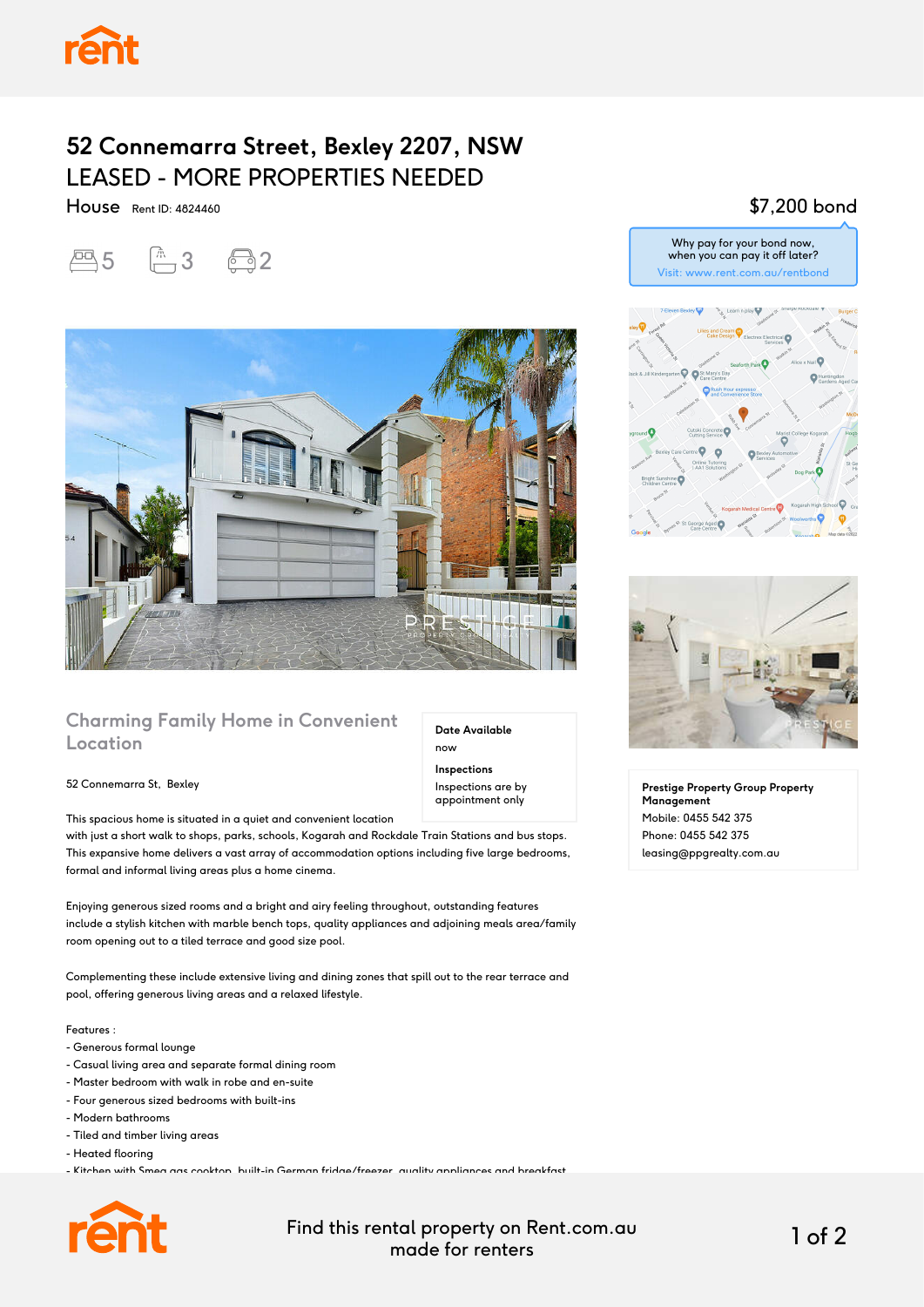# 52 Connemarra Street, Bexley 2207, NSW

## LEASED - MORE PROPERTIES NEEDED

House Rent ID: 4824460

5 3 2

$7,200 bond

Why pay for your bond now, when you can pay it off later?
Visit: www.rent.com.au/rentbond

## Charming Family Home in Convenient Location

52 Connemarra St, Bexley

**Date Available**
now

**Inspections**
Inspections are by appointment only

This spacious home is situated in a quiet and convenient location with just a short walk to shops, parks, schools, Kogarah and Rockdale Train Stations and bus stops. This expansive home delivers a vast array of accommodation options including five large bedrooms, formal and informal living areas plus a home cinema.

Enjoying generous sized rooms and a bright and airy feeling throughout, outstanding features include a stylish kitchen with marble bench tops, quality appliances and adjoining meals area/family room opening out to a tiled terrace and good size pool.

Complementing these include extensive living and dining zones that spill out to the rear terrace and pool, offering generous living areas and a relaxed lifestyle.

Features :
- Generous formal lounge
- Casual living area and separate formal dining room
- Master bedroom with walk in robe and en-suite
- Four generous sized bedrooms with built-ins
- Modern bathrooms
- Tiled and timber living areas
- Heated flooring
- Kitchen with Smeg gas cooktop, built-in German fridge/freezer, quality appliances and breakfast

**Prestige Property Group Property Management**
Mobile: 0455 542 375
Phone: 0455 542 375
leasing@ppgrealty.com.au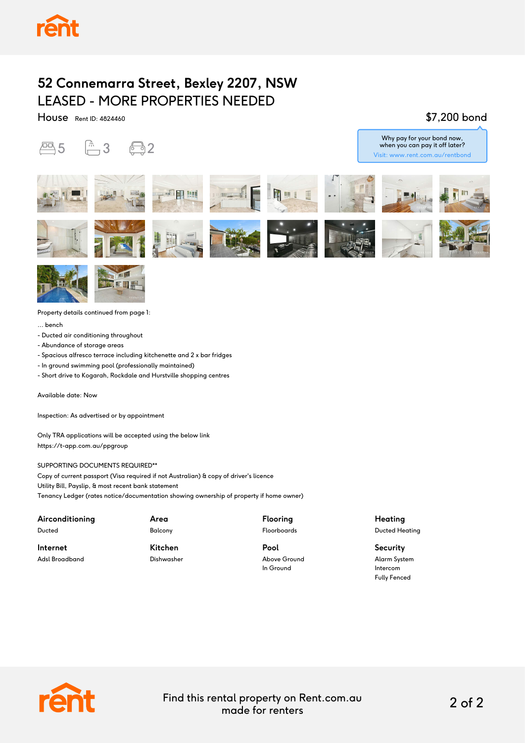# 52 Connemarra Street, Bexley 2207, NSW

## LEASED - MORE PROPERTIES NEEDED

House Rent ID: 4824460

$7,200 bond

Why pay for your bond now, when you can pay it off later?
Visit: www.rent.com.au/rentbond

5 3 2

Property details continued from page 1:

... bench
- Ducted air conditioning throughout
- Abundance of storage areas
- Spacious alfresco terrace including kitchenette and 2 x bar fridges
- In ground swimming pool (professionally maintained)
- Short drive to Kogarah, Rockdale and Hurstville shopping centres

Available date: Now

Inspection: As advertised or by appointment

Only TRA applications will be accepted using the below link
https://t-app.com.au/ppgroup

SUPPORTING DOCUMENTS REQUIRED**
Copy of current passport (Visa required if not Australian) & copy of driver's licence
Utility Bill, Payslip, & most recent bank statement
Tenancy Ledger (rates notice/documentation showing ownership of property if home owner)

**Airconditioning**
Ducted

**Area**
Balcony

**Flooring**
Floorboards

**Heating**
Ducted Heating

**Internet**
Adsl Broadband

**Kitchen**
Dishwasher

**Pool**
Above Ground
In Ground

**Security**
Alarm System
Intercom
Fully Fenced

Find this rental property on Rent.com.au
made for renters